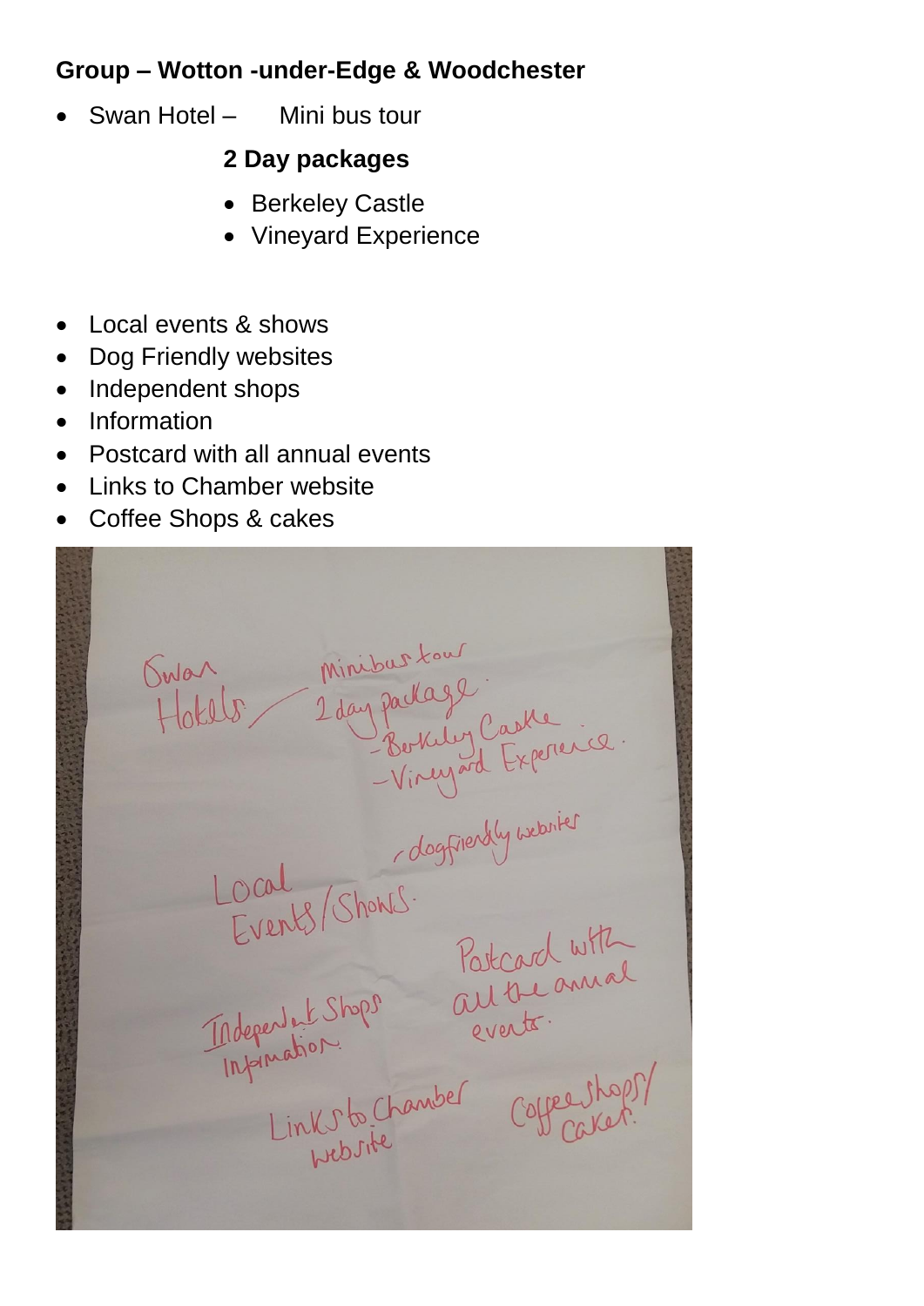**Group – Wotton -under-Edge & Woodchester**

- Swan Hotel – Mini bus tour

  **2 Day packages**

  - Berkeley Castle
  - Vineyard Experience

- Local events & shows
- Dog Friendly websites
- Independent shops
- Information
- Postcard with all annual events
- Links to Chamber website
- Coffee Shops & cakes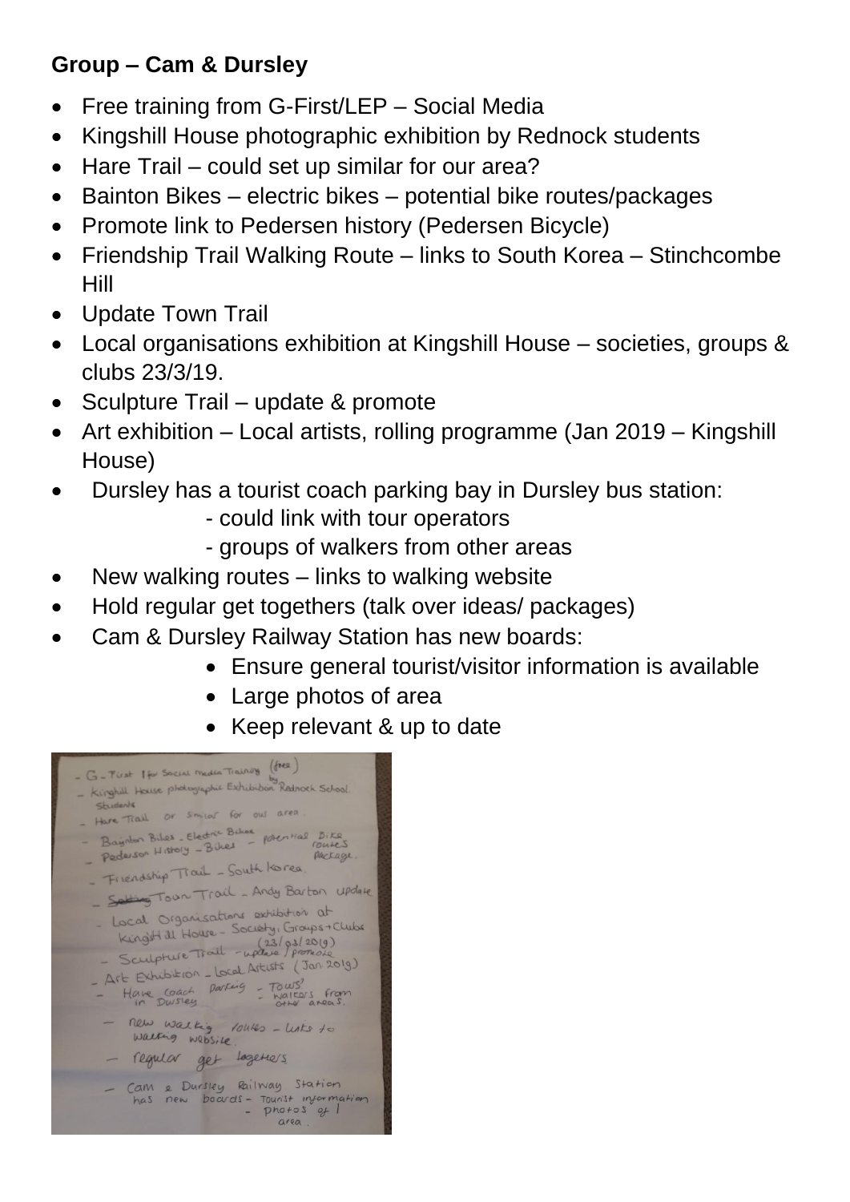**Group – Cam & Dursley**

- Free training from G-First/LEP – Social Media
- Kingshill House photographic exhibition by Rednock students
- Hare Trail – could set up similar for our area?
- Bainton Bikes – electric bikes – potential bike routes/packages
- Promote link to Pedersen history (Pedersen Bicycle)
- Friendship Trail Walking Route – links to South Korea – Stinchcombe Hill
- Update Town Trail
- Local organisations exhibition at Kingshill House – societies, groups & clubs 23/3/19.
- Sculpture Trail – update & promote
- Art exhibition – Local artists, rolling programme (Jan 2019 – Kingshill House)
- Dursley has a tourist coach parking bay in Dursley bus station:
  - could link with tour operators
  - groups of walkers from other areas
- New walking routes – links to walking website
- Hold regular get togethers (talk over ideas/ packages)
- Cam & Dursley Railway Station has new boards:
  - Ensure general tourist/visitor information is available
  - Large photos of area
  - Keep relevant & up to date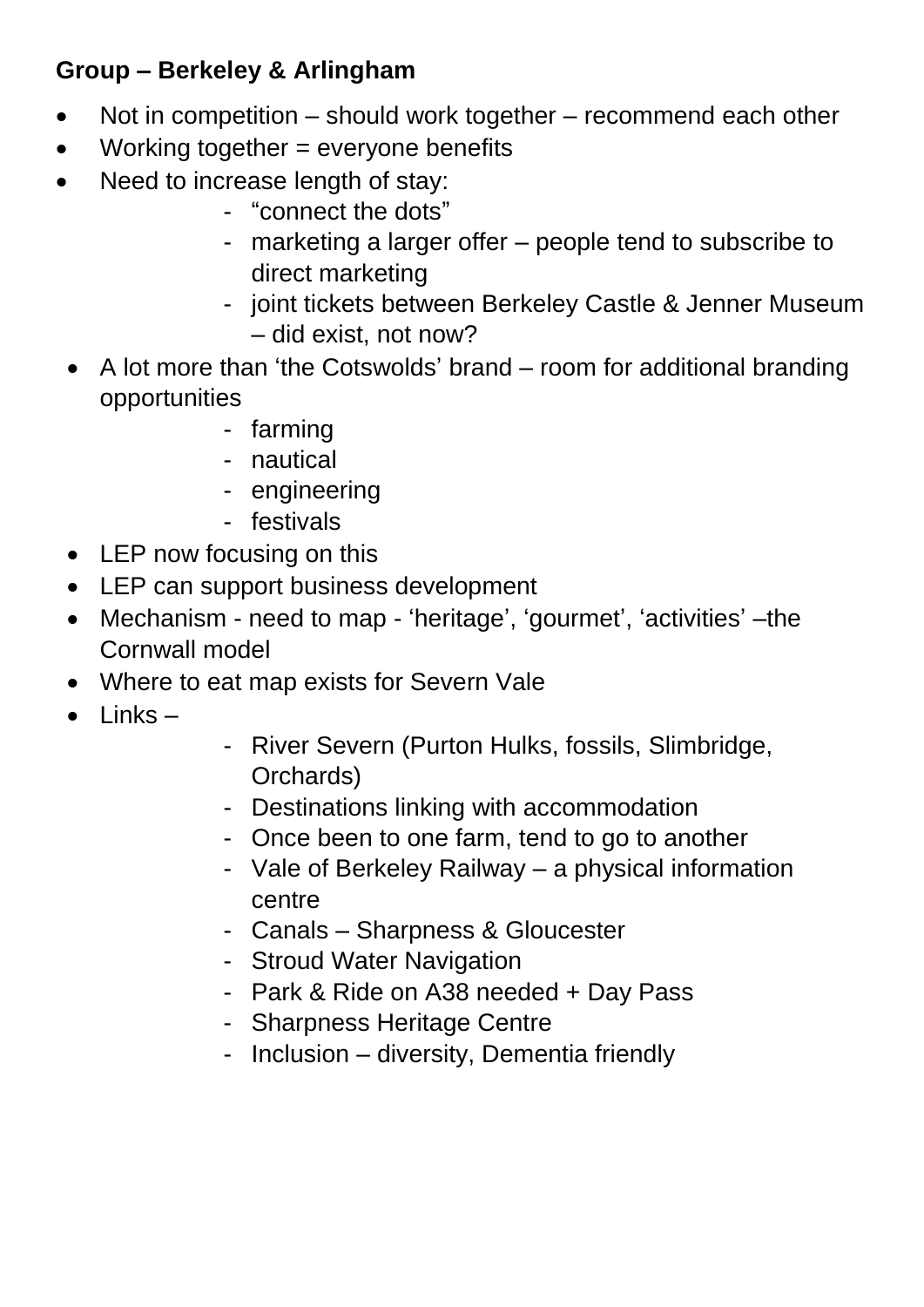**Group – Berkeley & Arlingham**

- Not in competition – should work together – recommend each other
- Working together = everyone benefits
- Need to increase length of stay:
    - "connect the dots"
    - marketing a larger offer – people tend to subscribe to direct marketing
    - joint tickets between Berkeley Castle & Jenner Museum – did exist, not now?
- A lot more than 'the Cotswolds' brand – room for additional branding opportunities
    - farming
    - nautical
    - engineering
    - festivals
- LEP now focusing on this
- LEP can support business development
- Mechanism - need to map - 'heritage', 'gourmet', 'activities' –the Cornwall model
- Where to eat map exists for Severn Vale
- Links –
    - River Severn (Purton Hulks, fossils, Slimbridge, Orchards)
    - Destinations linking with accommodation
    - Once been to one farm, tend to go to another
    - Vale of Berkeley Railway – a physical information centre
    - Canals – Sharpness & Gloucester
    - Stroud Water Navigation
    - Park & Ride on A38 needed + Day Pass
    - Sharpness Heritage Centre
    - Inclusion – diversity, Dementia friendly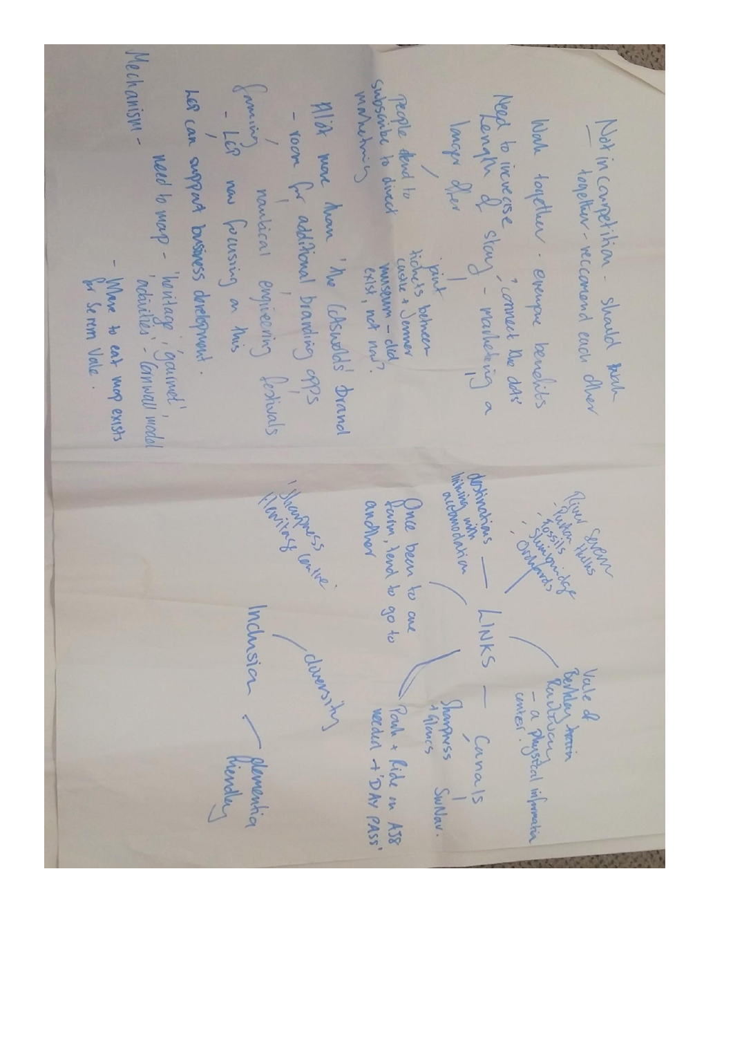Not in competition - should work
— together - recommend each other

Work together - everyone benefits

Need to increase ? connect the dots
Length of stay - marketing a
longer offer

People tend to subscribe to direct marketing

joint tickets between castle + Jenner museum - did exist, not now?

Flick more than 'the Cotswolds' brand
- room for additional branding opps
farming / nautical engineering / festivals
- LEP now focussing on this

LEP can support business development.

Mechanism - need to map - 'heritage', 'gourmet', 'activities' - Cornwall model
- Where to eat map exists for Severn Vale.

---

River Severn
- Autumn Walks
- fossils
- Slimbridge
- Orchards

Vale of Berkeley Tourism Partnership
- a physical information center.

destinations linking with accommodation

LINKS

Canals
Sharpness + Glos
SW Nav.

Once been to one farm, tend to go to another

Park + Ride on A38 needed + 'DAY PASS'

'Sharpness Heritage Centre'

diversity

Inclusion — dementia friendly